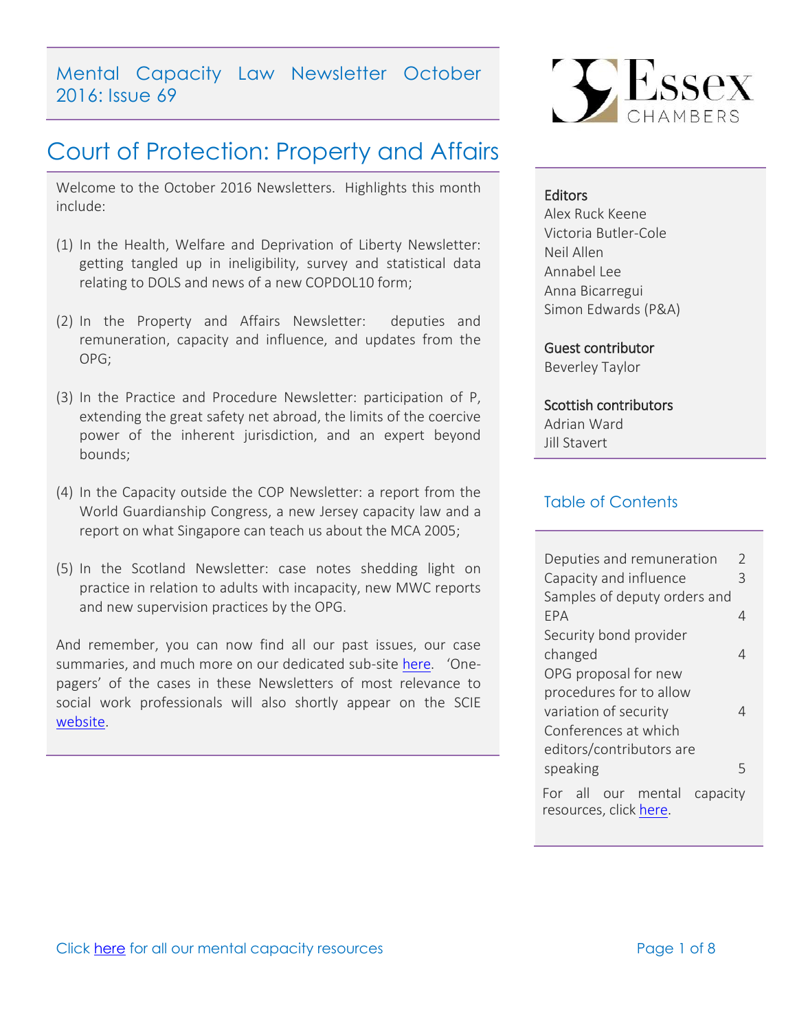# Mental Capacity Law Newsletter October 2016: Issue 69

## Court of Protection: Property and Affairs

Welcome to the October 2016 Newsletters. Highlights this month include:

(1) In the Health, Welfare and Deprivation of Liberty Newsletter: getting tangled up in ineligibility, survey and statistical data relating to DOLS and news of a new COPDOL10 form;

(2) In the Property and Affairs Newsletter: deputies and remuneration, capacity and influence, and updates from the OPG;

(3) In the Practice and Procedure Newsletter: participation of P, extending the great safety net abroad, the limits of the coercive power of the inherent jurisdiction, and an expert beyond bounds;

(4) In the Capacity outside the COP Newsletter: a report from the World Guardianship Congress, a new Jersey capacity law and a report on what Singapore can teach us about the MCA 2005;

(5) In the Scotland Newsletter: case notes shedding light on practice in relation to adults with incapacity, new MWC reports and new supervision practices by the OPG.

And remember, you can now find all our past issues, our case summaries, and much more on our dedicated sub-site here. 'One-pagers' of the cases in these Newsletters of most relevance to social work professionals will also shortly appear on the SCIE website.

39 Essex Chambers

**Editors**
Alex Ruck Keene
Victoria Butler-Cole
Neil Allen
Annabel Lee
Anna Bicarregui
Simon Edwards (P&A)

**Guest contributor**
Beverley Taylor

**Scottish contributors**
Adrian Ward
Jill Stavert

### Table of Contents

| | |
|---|---|
| Deputies and remuneration | 2 |
| Capacity and influence | 3 |
| Samples of deputy orders and EPA | 4 |
| Security bond provider changed | 4 |
| OPG proposal for new procedures for to allow variation of security | 4 |
| Conferences at which editors/contributors are speaking | 5 |

For all our mental capacity resources, click here.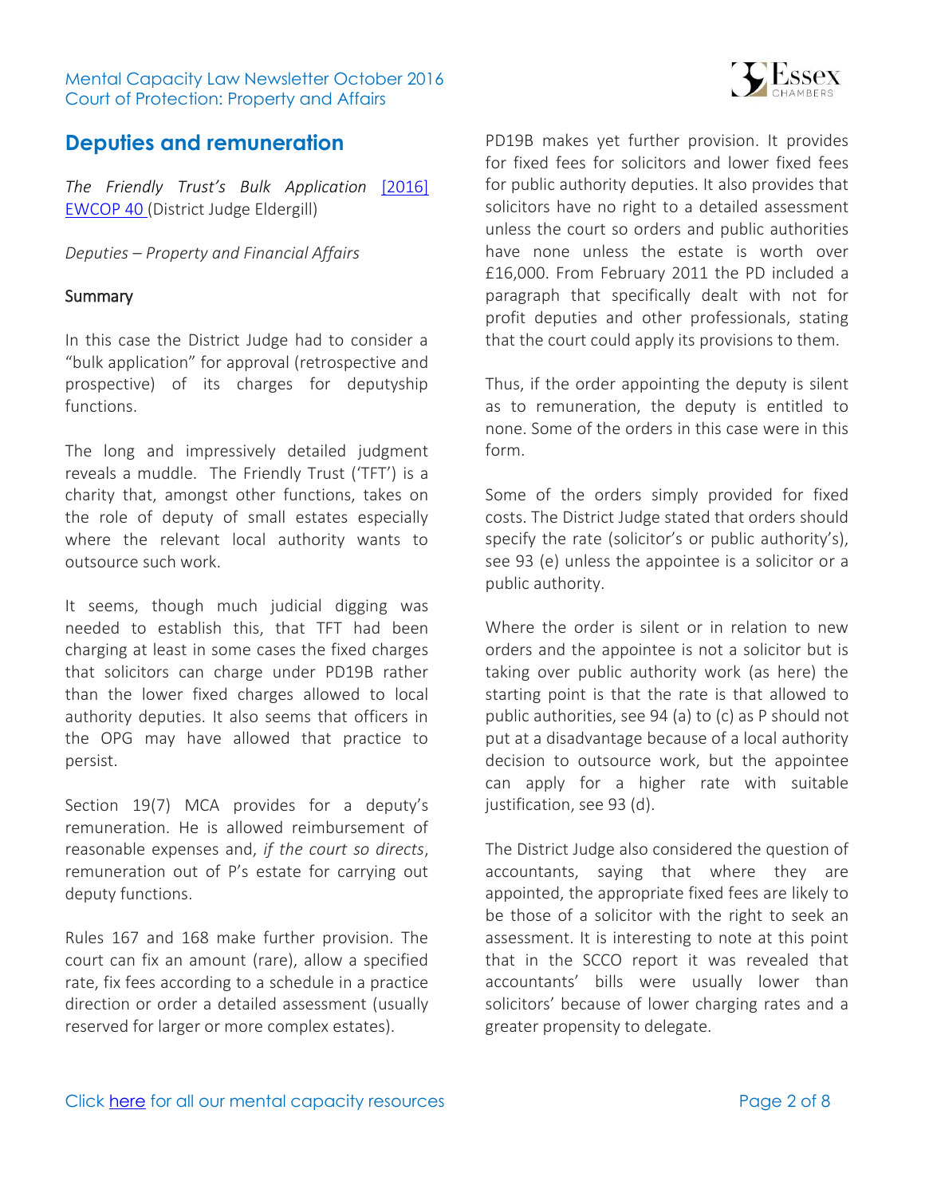## Deputies and remuneration

*The Friendly Trust's Bulk Application* [2016] EWCOP 40 (District Judge Eldergill)

*Deputies – Property and Financial Affairs*

### Summary

In this case the District Judge had to consider a "bulk application" for approval (retrospective and prospective) of its charges for deputyship functions.

The long and impressively detailed judgment reveals a muddle. The Friendly Trust ('TFT') is a charity that, amongst other functions, takes on the role of deputy of small estates especially where the relevant local authority wants to outsource such work.

It seems, though much judicial digging was needed to establish this, that TFT had been charging at least in some cases the fixed charges that solicitors can charge under PD19B rather than the lower fixed charges allowed to local authority deputies. It also seems that officers in the OPG may have allowed that practice to persist.

Section 19(7) MCA provides for a deputy's remuneration. He is allowed reimbursement of reasonable expenses and, *if the court so directs*, remuneration out of P's estate for carrying out deputy functions.

Rules 167 and 168 make further provision. The court can fix an amount (rare), allow a specified rate, fix fees according to a schedule in a practice direction or order a detailed assessment (usually reserved for larger or more complex estates).

PD19B makes yet further provision. It provides for fixed fees for solicitors and lower fixed fees for public authority deputies. It also provides that solicitors have no right to a detailed assessment unless the court so orders and public authorities have none unless the estate is worth over £16,000. From February 2011 the PD included a paragraph that specifically dealt with not for profit deputies and other professionals, stating that the court could apply its provisions to them.

Thus, if the order appointing the deputy is silent as to remuneration, the deputy is entitled to none. Some of the orders in this case were in this form.

Some of the orders simply provided for fixed costs. The District Judge stated that orders should specify the rate (solicitor's or public authority's), see 93 (e) unless the appointee is a solicitor or a public authority.

Where the order is silent or in relation to new orders and the appointee is not a solicitor but is taking over public authority work (as here) the starting point is that the rate is that allowed to public authorities, see 94 (a) to (c) as P should not put at a disadvantage because of a local authority decision to outsource work, but the appointee can apply for a higher rate with suitable justification, see 93 (d).

The District Judge also considered the question of accountants, saying that where they are appointed, the appropriate fixed fees are likely to be those of a solicitor with the right to seek an assessment. It is interesting to note at this point that in the SCCO report it was revealed that accountants' bills were usually lower than solicitors' because of lower charging rates and a greater propensity to delegate.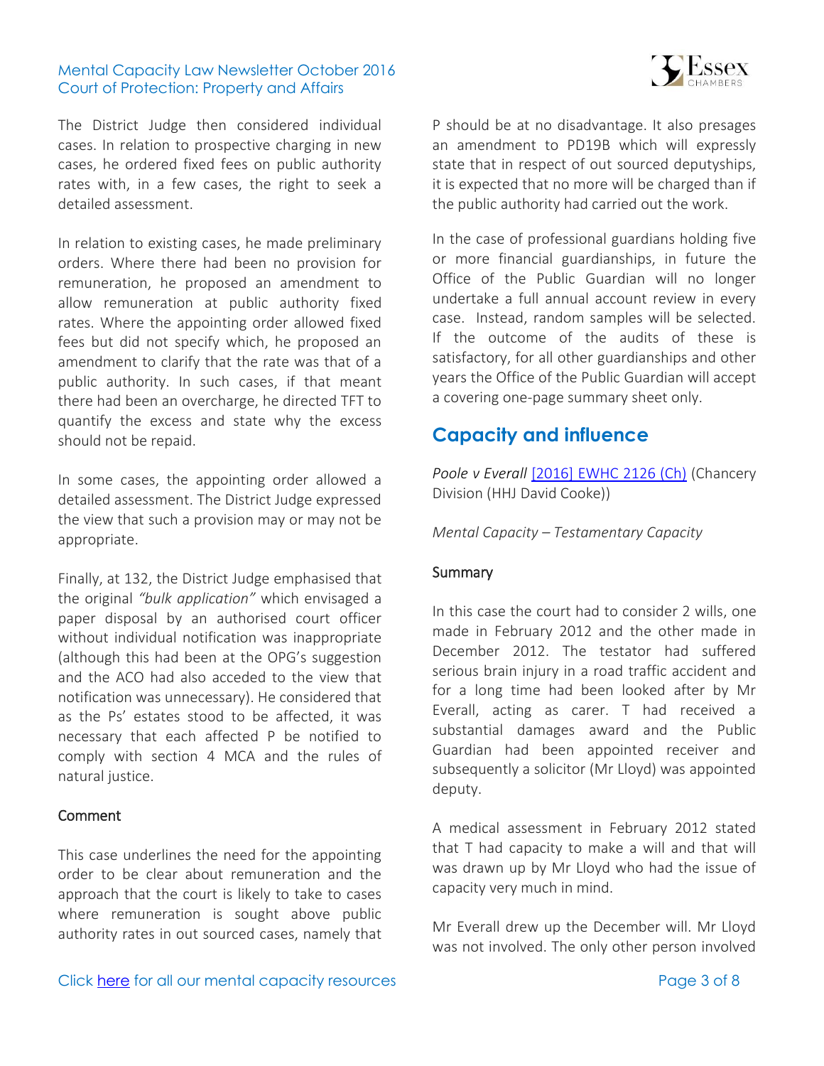The District Judge then considered individual cases. In relation to prospective charging in new cases, he ordered fixed fees on public authority rates with, in a few cases, the right to seek a detailed assessment.

In relation to existing cases, he made preliminary orders. Where there had been no provision for remuneration, he proposed an amendment to allow remuneration at public authority fixed rates. Where the appointing order allowed fixed fees but did not specify which, he proposed an amendment to clarify that the rate was that of a public authority. In such cases, if that meant there had been an overcharge, he directed TFT to quantify the excess and state why the excess should not be repaid.

In some cases, the appointing order allowed a detailed assessment. The District Judge expressed the view that such a provision may or may not be appropriate.

Finally, at 132, the District Judge emphasised that the original *"bulk application"* which envisaged a paper disposal by an authorised court officer without individual notification was inappropriate (although this had been at the OPG's suggestion and the ACO had also acceded to the view that notification was unnecessary). He considered that as the Ps' estates stood to be affected, it was necessary that each affected P be notified to comply with section 4 MCA and the rules of natural justice.

### Comment

This case underlines the need for the appointing order to be clear about remuneration and the approach that the court is likely to take to cases where remuneration is sought above public authority rates in out sourced cases, namely that P should be at no disadvantage. It also presages an amendment to PD19B which will expressly state that in respect of out sourced deputyships, it is expected that no more will be charged than if the public authority had carried out the work.

In the case of professional guardians holding five or more financial guardianships, in future the Office of the Public Guardian will no longer undertake a full annual account review in every case. Instead, random samples will be selected. If the outcome of the audits of these is satisfactory, for all other guardianships and other years the Office of the Public Guardian will accept a covering one-page summary sheet only.

## Capacity and influence

*Poole v Everall* [2016] EWHC 2126 (Ch) (Chancery Division (HHJ David Cooke))

*Mental Capacity – Testamentary Capacity*

### Summary

In this case the court had to consider 2 wills, one made in February 2012 and the other made in December 2012. The testator had suffered serious brain injury in a road traffic accident and for a long time had been looked after by Mr Everall, acting as carer. T had received a substantial damages award and the Public Guardian had been appointed receiver and subsequently a solicitor (Mr Lloyd) was appointed deputy.

A medical assessment in February 2012 stated that T had capacity to make a will and that will was drawn up by Mr Lloyd who had the issue of capacity very much in mind.

Mr Everall drew up the December will. Mr Lloyd was not involved. The only other person involved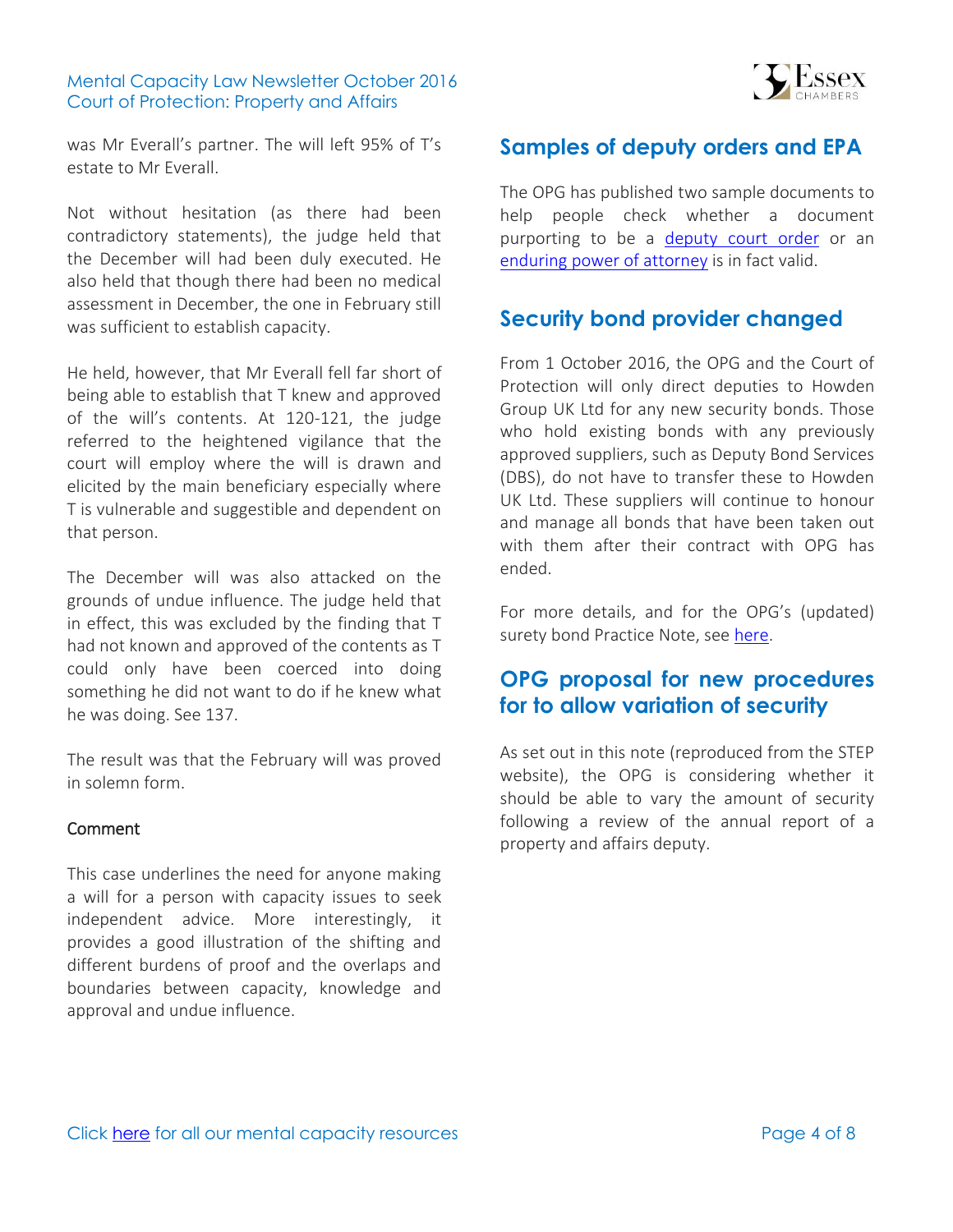was Mr Everall's partner. The will left 95% of T's estate to Mr Everall.

Not without hesitation (as there had been contradictory statements), the judge held that the December will had been duly executed. He also held that though there had been no medical assessment in December, the one in February still was sufficient to establish capacity.

He held, however, that Mr Everall fell far short of being able to establish that T knew and approved of the will's contents. At 120-121, the judge referred to the heightened vigilance that the court will employ where the will is drawn and elicited by the main beneficiary especially where T is vulnerable and suggestible and dependent on that person.

The December will was also attacked on the grounds of undue influence. The judge held that in effect, this was excluded by the finding that T had not known and approved of the contents as T could only have been coerced into doing something he did not want to do if he knew what he was doing. See 137.

The result was that the February will was proved in solemn form.

### Comment

This case underlines the need for anyone making a will for a person with capacity issues to seek independent advice. More interestingly, it provides a good illustration of the shifting and different burdens of proof and the overlaps and boundaries between capacity, knowledge and approval and undue influence.

## Samples of deputy orders and EPA

The OPG has published two sample documents to help people check whether a document purporting to be a deputy court order or an enduring power of attorney is in fact valid.

## Security bond provider changed

From 1 October 2016, the OPG and the Court of Protection will only direct deputies to Howden Group UK Ltd for any new security bonds. Those who hold existing bonds with any previously approved suppliers, such as Deputy Bond Services (DBS), do not have to transfer these to Howden UK Ltd. These suppliers will continue to honour and manage all bonds that have been taken out with them after their contract with OPG has ended.

For more details, and for the OPG's (updated) surety bond Practice Note, see here.

## OPG proposal for new procedures for to allow variation of security

As set out in this note (reproduced from the STEP website), the OPG is considering whether it should be able to vary the amount of security following a review of the annual report of a property and affairs deputy.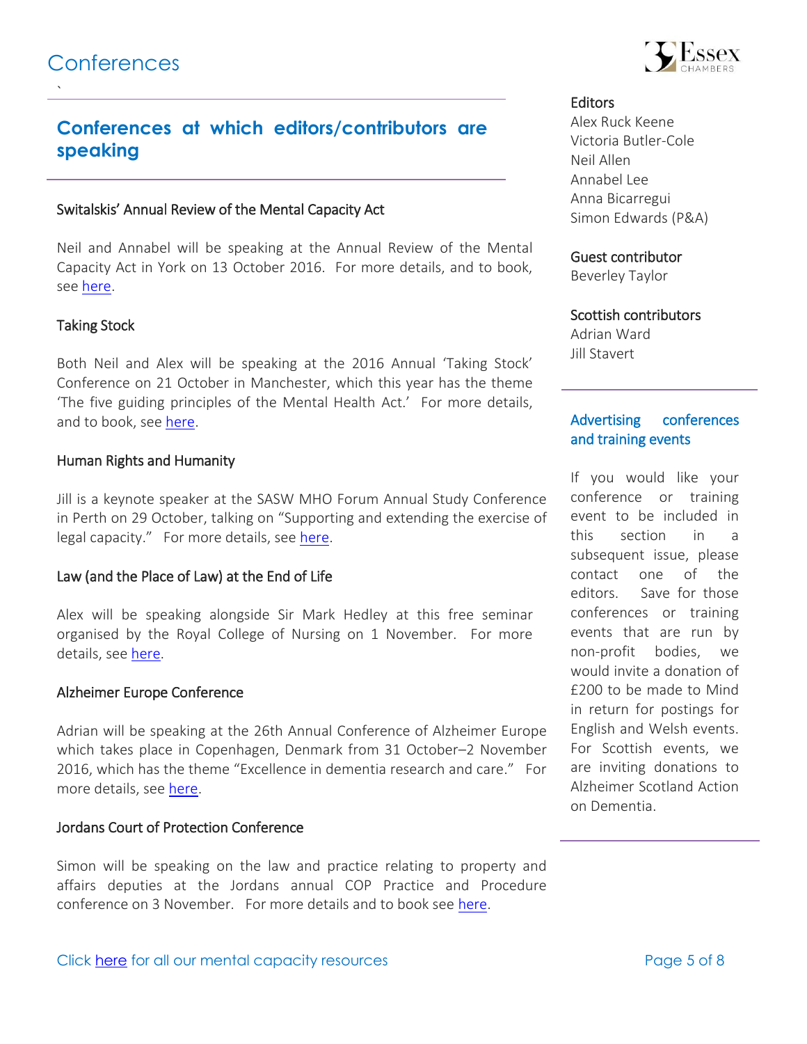# Conferences

## Conferences at which editors/contributors are speaking

### Switalskis' Annual Review of the Mental Capacity Act

Neil and Annabel will be speaking at the Annual Review of the Mental Capacity Act in York on 13 October 2016. For more details, and to book, see here.

### Taking Stock

Both Neil and Alex will be speaking at the 2016 Annual 'Taking Stock' Conference on 21 October in Manchester, which this year has the theme 'The five guiding principles of the Mental Health Act.' For more details, and to book, see here.

### Human Rights and Humanity

Jill is a keynote speaker at the SASW MHO Forum Annual Study Conference in Perth on 29 October, talking on "Supporting and extending the exercise of legal capacity." For more details, see here.

### Law (and the Place of Law) at the End of Life

Alex will be speaking alongside Sir Mark Hedley at this free seminar organised by the Royal College of Nursing on 1 November. For more details, see here.

### Alzheimer Europe Conference

Adrian will be speaking at the 26th Annual Conference of Alzheimer Europe which takes place in Copenhagen, Denmark from 31 October–2 November 2016, which has the theme "Excellence in dementia research and care." For more details, see here.

### Jordans Court of Protection Conference

Simon will be speaking on the law and practice relating to property and affairs deputies at the Jordans annual COP Practice and Procedure conference on 3 November. For more details and to book see here.

**Editors**
Alex Ruck Keene
Victoria Butler-Cole
Neil Allen
Annabel Lee
Anna Bicarregui
Simon Edwards (P&A)

**Guest contributor**
Beverley Taylor

**Scottish contributors**
Adrian Ward
Jill Stavert

### Advertising conferences and training events

If you would like your conference or training event to be included in this section in a subsequent issue, please contact one of the editors. Save for those conferences or training events that are run by non-profit bodies, we would invite a donation of £200 to be made to Mind in return for postings for English and Welsh events. For Scottish events, we are inviting donations to Alzheimer Scotland Action on Dementia.

Click here for all our mental capacity resources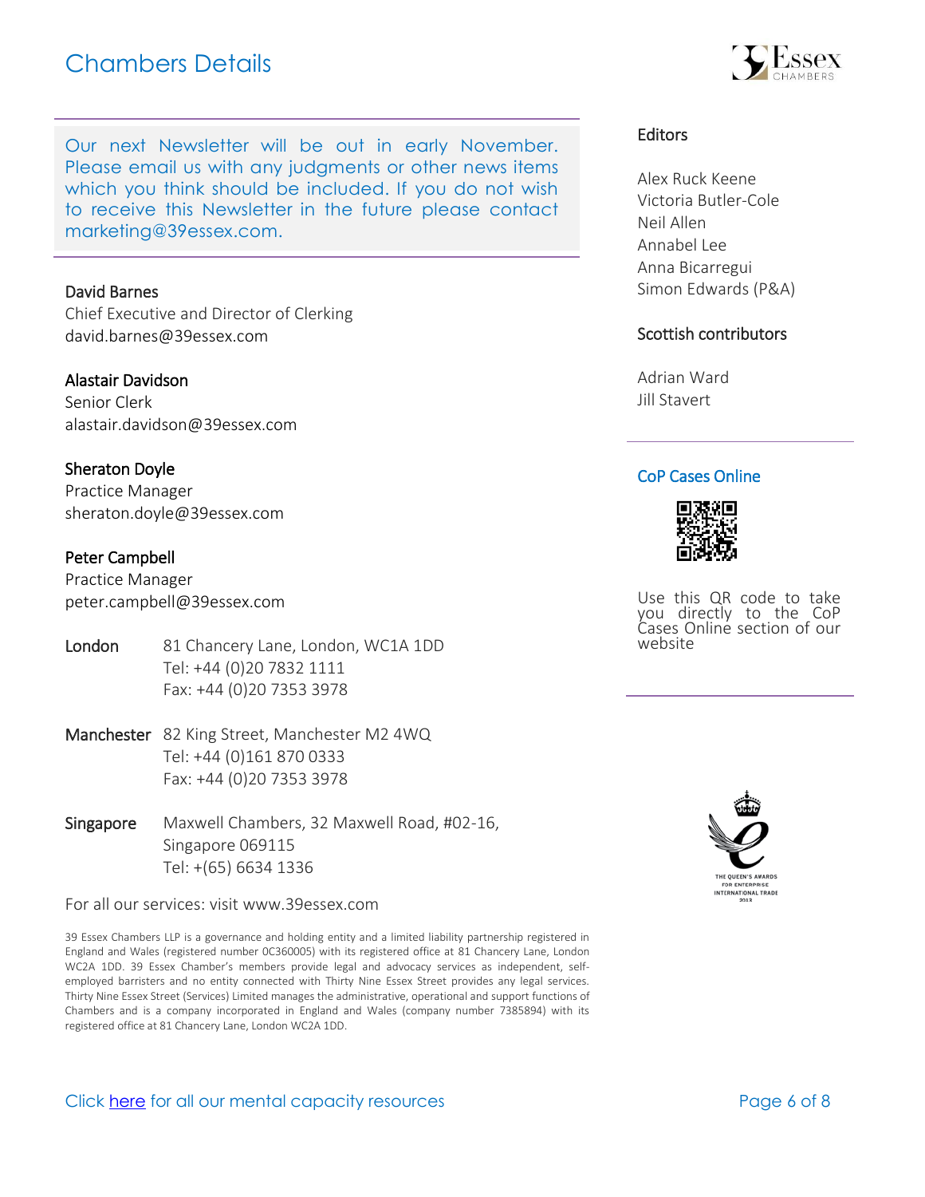# Chambers Details

Our next Newsletter will be out in early November. Please email us with any judgments or other news items which you think should be included. If you do not wish to receive this Newsletter in the future please contact marketing@39essex.com.

**David Barnes**
Chief Executive and Director of Clerking
david.barnes@39essex.com

**Alastair Davidson**
Senior Clerk
alastair.davidson@39essex.com

**Sheraton Doyle**
Practice Manager
sheraton.doyle@39essex.com

**Peter Campbell**
Practice Manager
peter.campbell@39essex.com

**London**
81 Chancery Lane, London, WC1A 1DD
Tel: +44 (0)20 7832 1111
Fax: +44 (0)20 7353 3978

**Manchester**
82 King Street, Manchester M2 4WQ
Tel: +44 (0)161 870 0333
Fax: +44 (0)20 7353 3978

**Singapore**
Maxwell Chambers, 32 Maxwell Road, #02-16,
Singapore 069115
Tel: +(65) 6634 1336

For all our services: visit www.39essex.com

39 Essex Chambers LLP is a governance and holding entity and a limited liability partnership registered in England and Wales (registered number 0C360005) with its registered office at 81 Chancery Lane, London WC2A 1DD. 39 Essex Chamber's members provide legal and advocacy services as independent, self-employed barristers and no entity connected with Thirty Nine Essex Street provides any legal services. Thirty Nine Essex Street (Services) Limited manages the administrative, operational and support functions of Chambers and is a company incorporated in England and Wales (company number 7385894) with its registered office at 81 Chancery Lane, London WC2A 1DD.

## Editors

Alex Ruck Keene
Victoria Butler-Cole
Neil Allen
Annabel Lee
Anna Bicarregui
Simon Edwards (P&A)

## Scottish contributors

Adrian Ward
Jill Stavert

## CoP Cases Online

Use this QR code to take you directly to the CoP Cases Online section of our website

Click here for all our mental capacity resources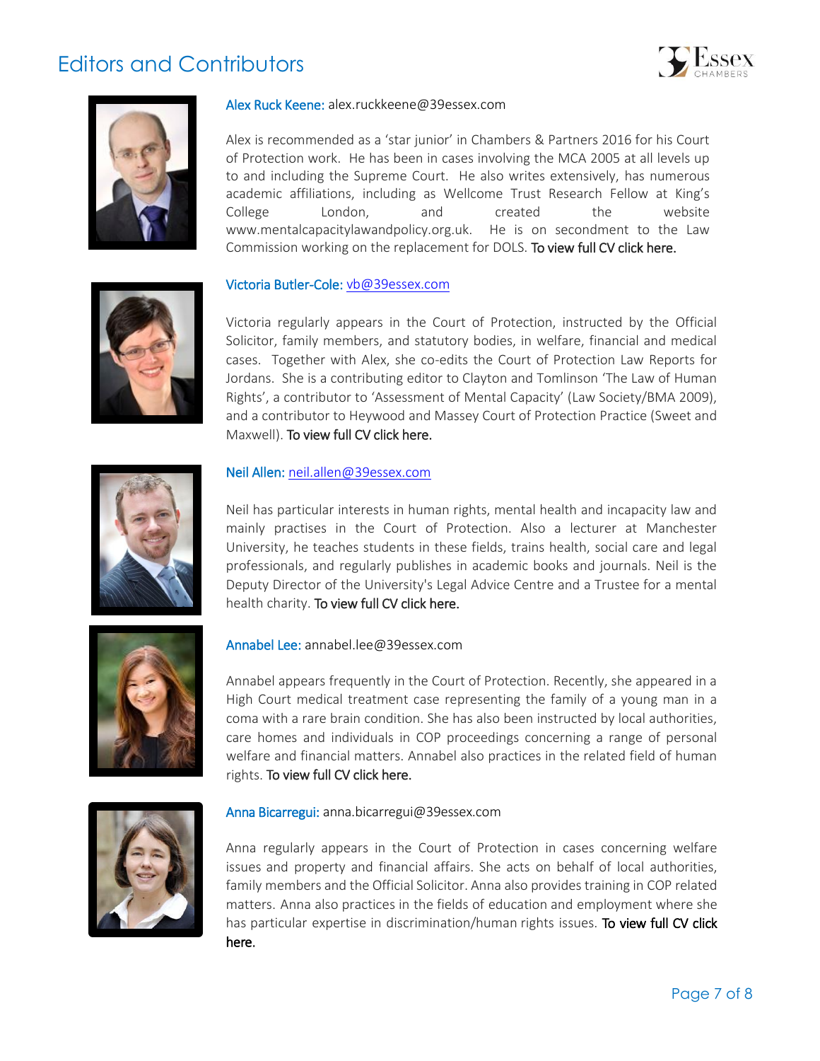# Editors and Contributors

**Alex Ruck Keene:** alex.ruckkeene@39essex.com

Alex is recommended as a 'star junior' in Chambers & Partners 2016 for his Court of Protection work. He has been in cases involving the MCA 2005 at all levels up to and including the Supreme Court. He also writes extensively, has numerous academic affiliations, including as Wellcome Trust Research Fellow at King's College London, and created the website www.mentalcapacitylawandpolicy.org.uk. He is on secondment to the Law Commission working on the replacement for DOLS. To view full CV click here.

**Victoria Butler-Cole:** vb@39essex.com

Victoria regularly appears in the Court of Protection, instructed by the Official Solicitor, family members, and statutory bodies, in welfare, financial and medical cases. Together with Alex, she co-edits the Court of Protection Law Reports for Jordans. She is a contributing editor to Clayton and Tomlinson 'The Law of Human Rights', a contributor to 'Assessment of Mental Capacity' (Law Society/BMA 2009), and a contributor to Heywood and Massey Court of Protection Practice (Sweet and Maxwell). To view full CV click here.

**Neil Allen:** neil.allen@39essex.com

Neil has particular interests in human rights, mental health and incapacity law and mainly practises in the Court of Protection. Also a lecturer at Manchester University, he teaches students in these fields, trains health, social care and legal professionals, and regularly publishes in academic books and journals. Neil is the Deputy Director of the University's Legal Advice Centre and a Trustee for a mental health charity. To view full CV click here.

**Annabel Lee:** annabel.lee@39essex.com

Annabel appears frequently in the Court of Protection. Recently, she appeared in a High Court medical treatment case representing the family of a young man in a coma with a rare brain condition. She has also been instructed by local authorities, care homes and individuals in COP proceedings concerning a range of personal welfare and financial matters. Annabel also practices in the related field of human rights. To view full CV click here.

**Anna Bicarregui:** anna.bicarregui@39essex.com

Anna regularly appears in the Court of Protection in cases concerning welfare issues and property and financial affairs. She acts on behalf of local authorities, family members and the Official Solicitor. Anna also provides training in COP related matters. Anna also practices in the fields of education and employment where she has particular expertise in discrimination/human rights issues. To view full CV click here.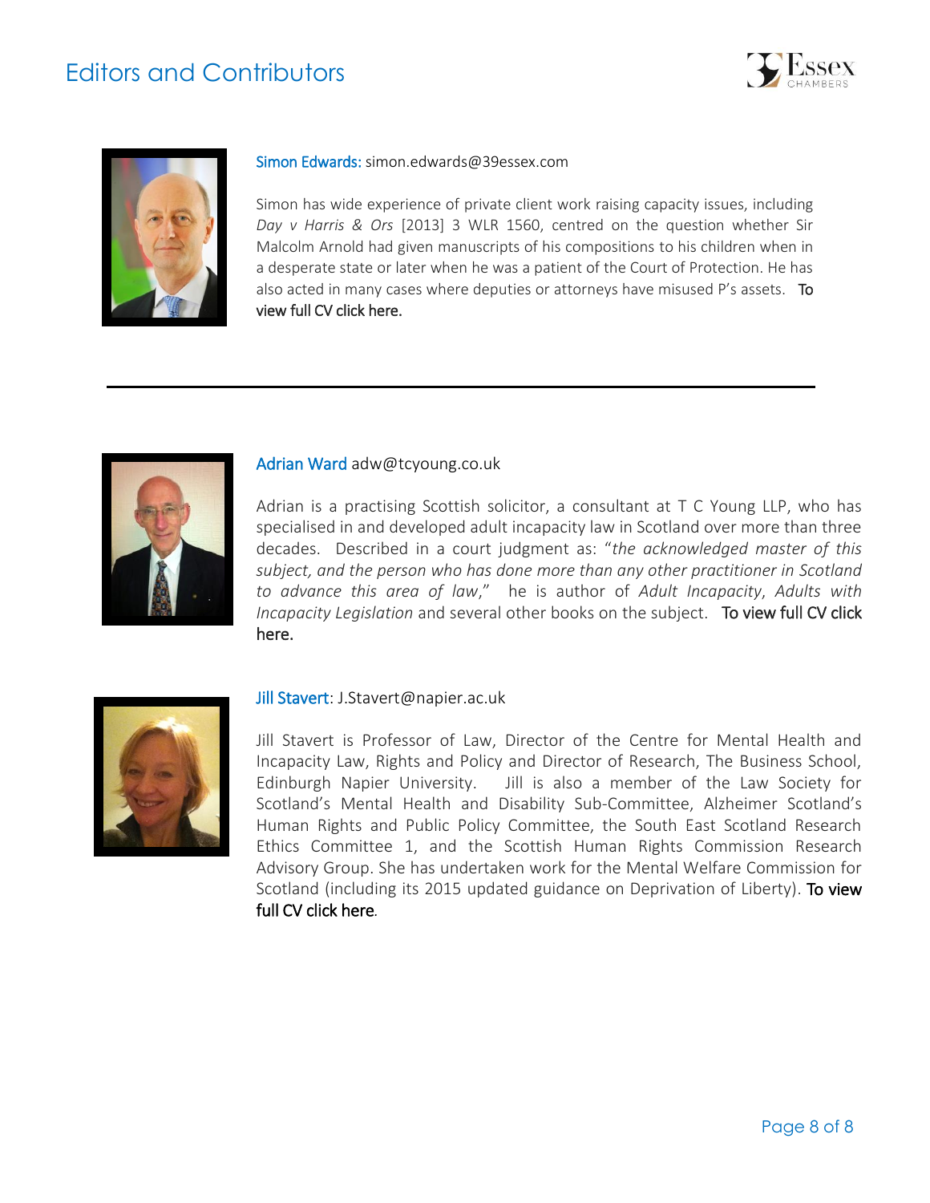# Editors and Contributors

**Simon Edwards:** simon.edwards@39essex.com

Simon has wide experience of private client work raising capacity issues, including *Day v Harris & Ors* [2013] 3 WLR 1560, centred on the question whether Sir Malcolm Arnold had given manuscripts of his compositions to his children when in a desperate state or later when he was a patient of the Court of Protection. He has also acted in many cases where deputies or attorneys have misused P's assets. To view full CV click here.

---

**Adrian Ward** adw@tcyoung.co.uk

Adrian is a practising Scottish solicitor, a consultant at T C Young LLP, who has specialised in and developed adult incapacity law in Scotland over more than three decades. Described in a court judgment as: "*the acknowledged master of this subject, and the person who has done more than any other practitioner in Scotland to advance this area of law*," he is author of *Adult Incapacity*, *Adults with Incapacity Legislation* and several other books on the subject. To view full CV click here.

**Jill Stavert**: J.Stavert@napier.ac.uk

Jill Stavert is Professor of Law, Director of the Centre for Mental Health and Incapacity Law, Rights and Policy and Director of Research, The Business School, Edinburgh Napier University. Jill is also a member of the Law Society for Scotland's Mental Health and Disability Sub-Committee, Alzheimer Scotland's Human Rights and Public Policy Committee, the South East Scotland Research Ethics Committee 1, and the Scottish Human Rights Commission Research Advisory Group. She has undertaken work for the Mental Welfare Commission for Scotland (including its 2015 updated guidance on Deprivation of Liberty). To view full CV click here.